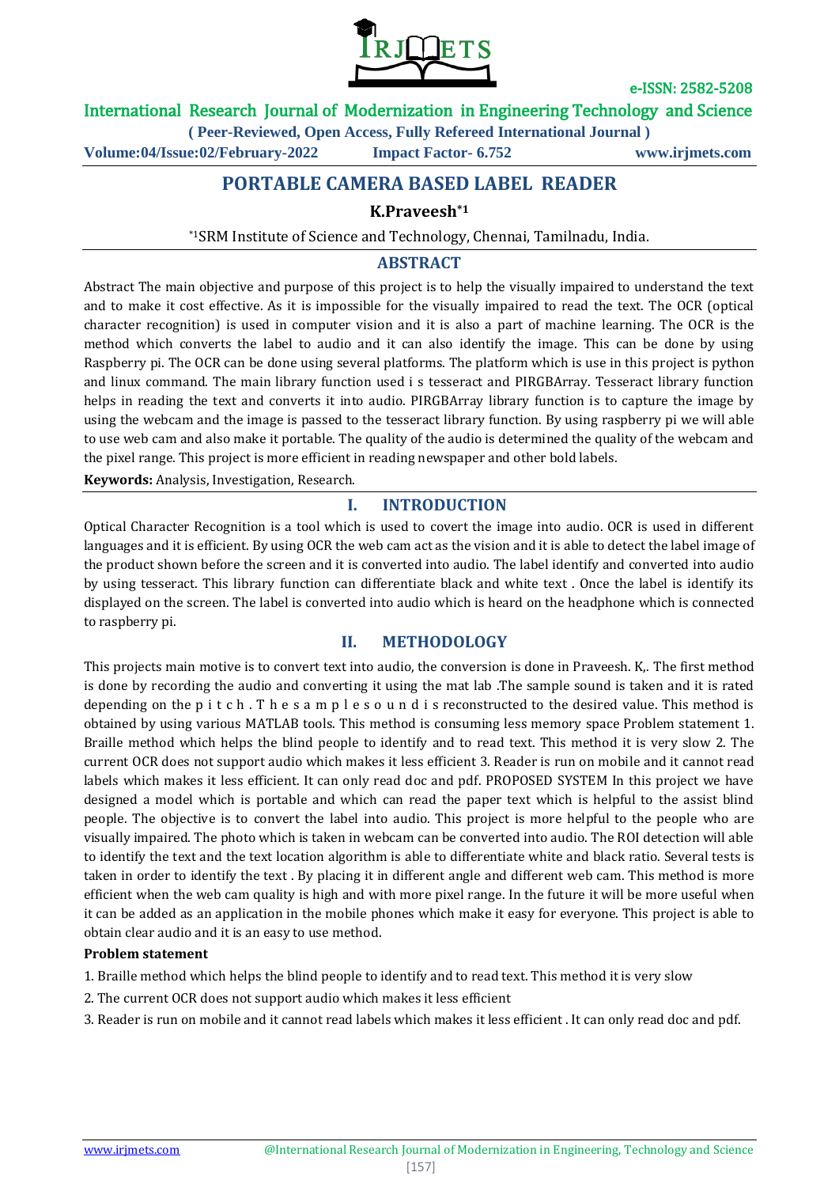# PORTABLE CAMERA BASED LABEL READER

**K.Praveesh*[1]**

*[1]SRM Institute of Science and Technology, Chennai, Tamilnadu, India.

## ABSTRACT

Abstract The main objective and purpose of this project is to help the visually impaired to understand the text and to make it cost effective. As it is impossible for the visually impaired to read the text. The OCR (optical character recognition) is used in computer vision and it is also a part of machine learning. The OCR is the method which converts the label to audio and it can also identify the image. This can be done by using Raspberry pi. The OCR can be done using several platforms. The platform which is use in this project is python and linux command. The main library function used i s tesseract and PIRGBArray. Tesseract library function helps in reading the text and converts it into audio. PIRGBArray library function is to capture the image by using the webcam and the image is passed to the tesseract library function. By using raspberry pi we will able to use web cam and also make it portable. The quality of the audio is determined the quality of the webcam and the pixel range. This project is more efficient in reading newspaper and other bold labels.

**Keywords:** Analysis, Investigation, Research.

## I. INTRODUCTION

Optical Character Recognition is a tool which is used to covert the image into audio. OCR is used in different languages and it is efficient. By using OCR the web cam act as the vision and it is able to detect the label image of the product shown before the screen and it is converted into audio. The label identify and converted into audio by using tesseract. This library function can differentiate black and white text . Once the label is identify its displayed on the screen. The label is converted into audio which is heard on the headphone which is connected to raspberry pi.

## II. METHODOLOGY

This projects main motive is to convert text into audio, the conversion is done in Praveesh. K,. The first method is done by recording the audio and converting it using the mat lab .The sample sound is taken and it is rated depending on the p i t c h . T h e s a m p l e s o u n d i s reconstructed to the desired value. This method is obtained by using various MATLAB tools. This method is consuming less memory space Problem statement 1. Braille method which helps the blind people to identify and to read text. This method it is very slow 2. The current OCR does not support audio which makes it less efficient 3. Reader is run on mobile and it cannot read labels which makes it less efficient. It can only read doc and pdf. PROPOSED SYSTEM In this project we have designed a model which is portable and which can read the paper text which is helpful to the assist blind people. The objective is to convert the label into audio. This project is more helpful to the people who are visually impaired. The photo which is taken in webcam can be converted into audio. The ROI detection will able to identify the text and the text location algorithm is able to differentiate white and black ratio. Several tests is taken in order to identify the text . By placing it in different angle and different web cam. This method is more efficient when the web cam quality is high and with more pixel range. In the future it will be more useful when it can be added as an application in the mobile phones which make it easy for everyone. This project is able to obtain clear audio and it is an easy to use method.

**Problem statement**

1. Braille method which helps the blind people to identify and to read text. This method it is very slow
2. The current OCR does not support audio which makes it less efficient
3. Reader is run on mobile and it cannot read labels which makes it less efficient . It can only read doc and pdf.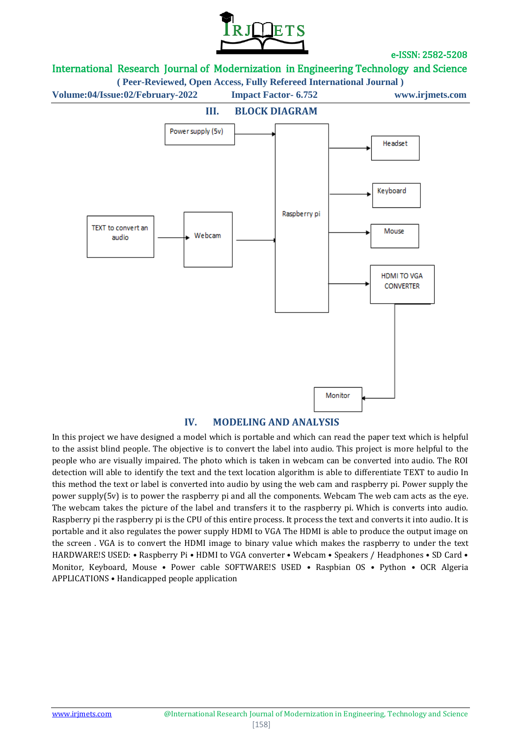## III. BLOCK DIAGRAM

Power supply (5v)

Headset

Keyboard

Raspberry pi

TEXT to convert an audio

Webcam

Mouse

HDMI TO VGA CONVERTER

Monitor

## IV. MODELING AND ANALYSIS

In this project we have designed a model which is portable and which can read the paper text which is helpful to the assist blind people. The objective is to convert the label into audio. This project is more helpful to the people who are visually impaired. The photo which is taken in webcam can be converted into audio. The ROI detection will able to identify the text and the text location algorithm is able to differentiate TEXT to audio In this method the text or label is converted into audio by using the web cam and raspberry pi. Power supply the power supply(5v) is to power the raspberry pi and all the components. Webcam The web cam acts as the eye. The webcam takes the picture of the label and transfers it to the raspberry pi. Which is converts into audio. Raspberry pi the raspberry pi is the CPU of this entire process. It process the text and converts it into audio. It is portable and it also regulates the power supply HDMI to VGA The HDMI is able to produce the output image on the screen . VGA is to convert the HDMI image to binary value which makes the raspberry to under the text HARDWARE!S USED: • Raspberry Pi • HDMI to VGA converter • Webcam • Speakers / Headphones • SD Card • Monitor, Keyboard, Mouse • Power cable SOFTWARE!S USED • Raspbian OS • Python • OCR Algeria APPLICATIONS • Handicapped people application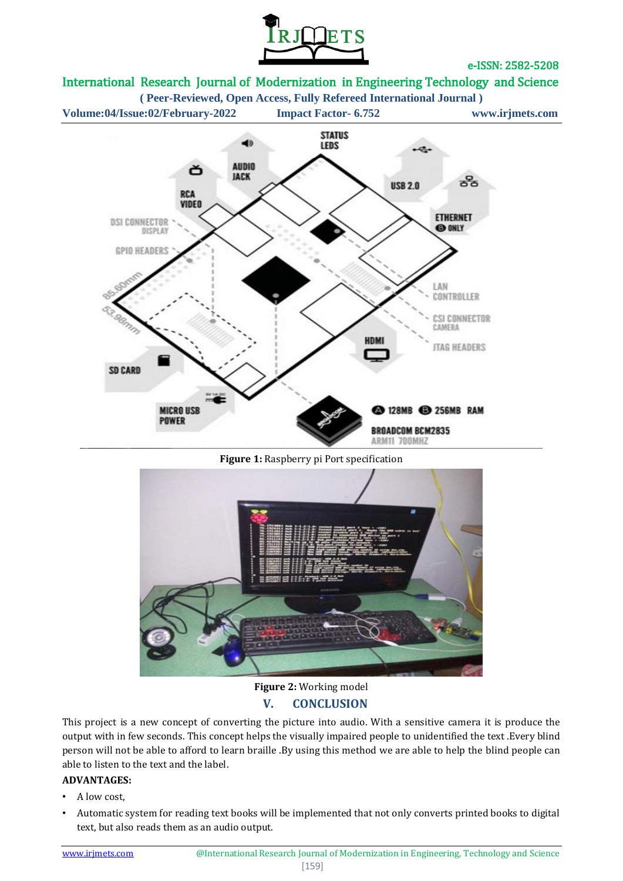Figure 1: Raspberry pi Port specification

Figure 2: Working model

## V. CONCLUSION

This project is a new concept of converting the picture into audio. With a sensitive camera it is produce the output with in few seconds. This concept helps the visually impaired people to unidentified the text .Every blind person will not be able to afford to learn braille .By using this method we are able to help the blind people can able to listen to the text and the label.

**ADVANTAGES:**

- A low cost,
- Automatic system for reading text books will be implemented that not only converts printed books to digital text, but also reads them as an audio output.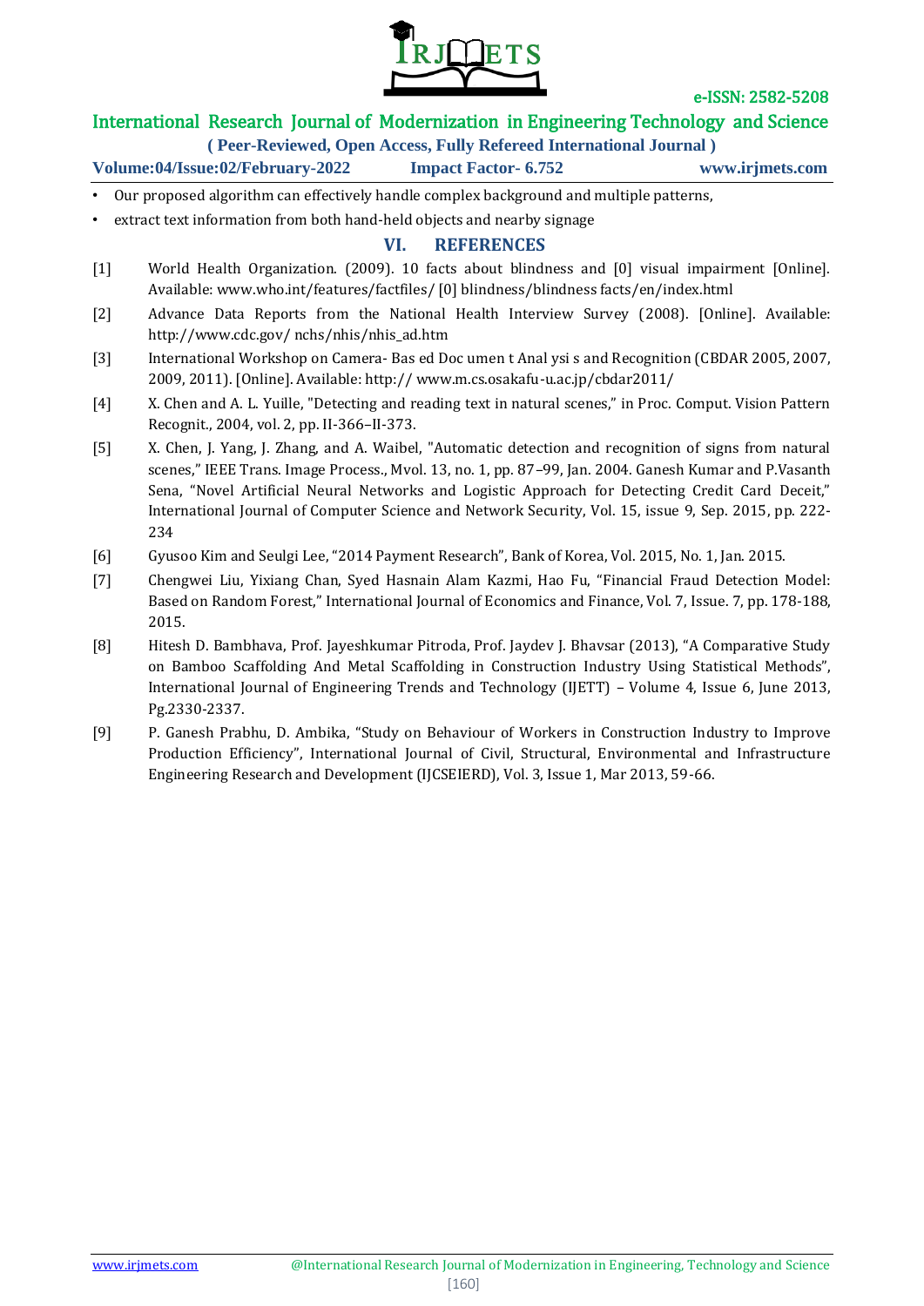- Our proposed algorithm can effectively handle complex background and multiple patterns,
- extract text information from both hand-held objects and nearby signage

## VI. REFERENCES

[1] World Health Organization. (2009). 10 facts about blindness and [0] visual impairment [Online]. Available: www.who.int/features/factfiles/ [0] blindness/blindness facts/en/index.html

[2] Advance Data Reports from the National Health Interview Survey (2008). [Online]. Available: http://www.cdc.gov/ nchs/nhis/nhis_ad.htm

[3] International Workshop on Camera- Bas ed Doc umen t Anal ysi s and Recognition (CBDAR 2005, 2007, 2009, 2011). [Online]. Available: http:// www.m.cs.osakafu-u.ac.jp/cbdar2011/

[4] X. Chen and A. L. Yuille, "Detecting and reading text in natural scenes," in Proc. Comput. Vision Pattern Recognit., 2004, vol. 2, pp. II-366–II-373.

[5] X. Chen, J. Yang, J. Zhang, and A. Waibel, "Automatic detection and recognition of signs from natural scenes," IEEE Trans. Image Process., Mvol. 13, no. 1, pp. 87–99, Jan. 2004. Ganesh Kumar and P.Vasanth Sena, "Novel Artificial Neural Networks and Logistic Approach for Detecting Credit Card Deceit," International Journal of Computer Science and Network Security, Vol. 15, issue 9, Sep. 2015, pp. 222-234

[6] Gyusoo Kim and Seulgi Lee, "2014 Payment Research", Bank of Korea, Vol. 2015, No. 1, Jan. 2015.

[7] Chengwei Liu, Yixiang Chan, Syed Hasnain Alam Kazmi, Hao Fu, "Financial Fraud Detection Model: Based on Random Forest," International Journal of Economics and Finance, Vol. 7, Issue. 7, pp. 178-188, 2015.

[8] Hitesh D. Bambhava, Prof. Jayeshkumar Pitroda, Prof. Jaydev J. Bhavsar (2013), "A Comparative Study on Bamboo Scaffolding And Metal Scaffolding in Construction Industry Using Statistical Methods", International Journal of Engineering Trends and Technology (IJETT) – Volume 4, Issue 6, June 2013, Pg.2330-2337.

[9] P. Ganesh Prabhu, D. Ambika, "Study on Behaviour of Workers in Construction Industry to Improve Production Efficiency", International Journal of Civil, Structural, Environmental and Infrastructure Engineering Research and Development (IJCSEIERD), Vol. 3, Issue 1, Mar 2013, 59-66.